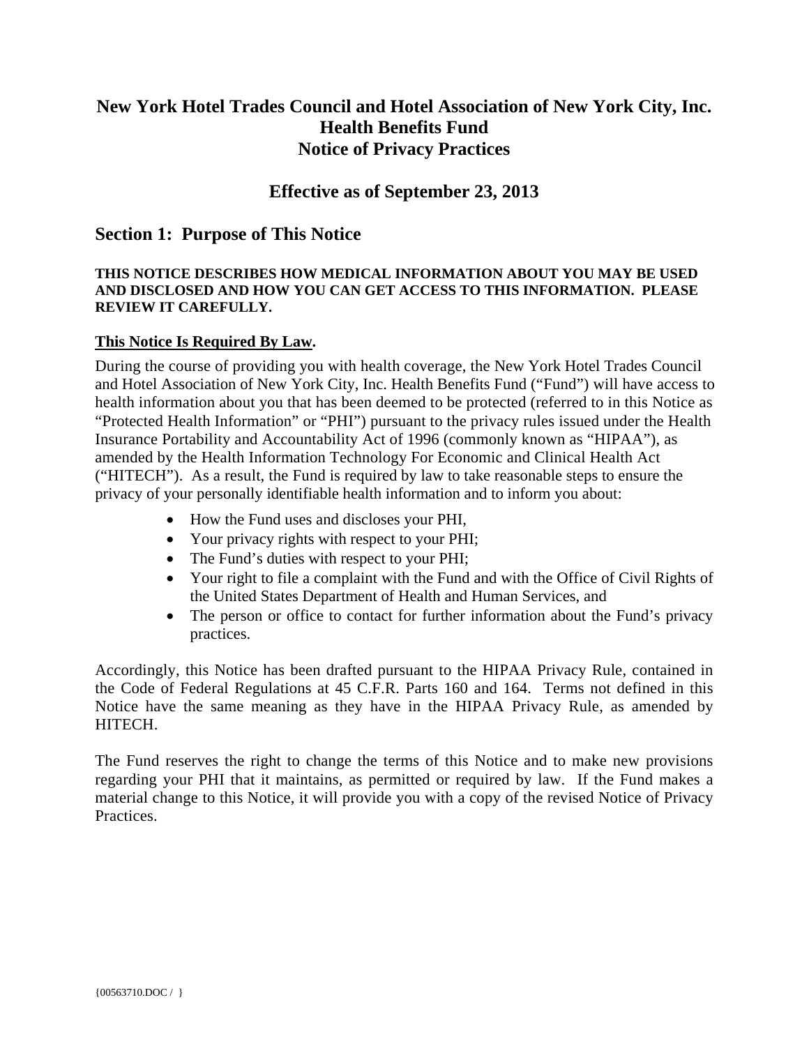# New York Hotel Trades Council and Hotel Association of New York City, Inc. Health Benefits Fund Notice of Privacy Practices

## Effective as of September 23, 2013

## Section 1: Purpose of This Notice

**THIS NOTICE DESCRIBES HOW MEDICAL INFORMATION ABOUT YOU MAY BE USED AND DISCLOSED AND HOW YOU CAN GET ACCESS TO THIS INFORMATION. PLEASE REVIEW IT CAREFULLY.**

**This Notice Is Required By Law.**

During the course of providing you with health coverage, the New York Hotel Trades Council and Hotel Association of New York City, Inc. Health Benefits Fund ("Fund") will have access to health information about you that has been deemed to be protected (referred to in this Notice as "Protected Health Information" or "PHI") pursuant to the privacy rules issued under the Health Insurance Portability and Accountability Act of 1996 (commonly known as "HIPAA"), as amended by the Health Information Technology For Economic and Clinical Health Act ("HITECH"). As a result, the Fund is required by law to take reasonable steps to ensure the privacy of your personally identifiable health information and to inform you about:

- How the Fund uses and discloses your PHI,
- Your privacy rights with respect to your PHI;
- The Fund's duties with respect to your PHI;
- Your right to file a complaint with the Fund and with the Office of Civil Rights of the United States Department of Health and Human Services, and
- The person or office to contact for further information about the Fund's privacy practices.

Accordingly, this Notice has been drafted pursuant to the HIPAA Privacy Rule, contained in the Code of Federal Regulations at 45 C.F.R. Parts 160 and 164. Terms not defined in this Notice have the same meaning as they have in the HIPAA Privacy Rule, as amended by HITECH.

The Fund reserves the right to change the terms of this Notice and to make new provisions regarding your PHI that it maintains, as permitted or required by law. If the Fund makes a material change to this Notice, it will provide you with a copy of the revised Notice of Privacy Practices.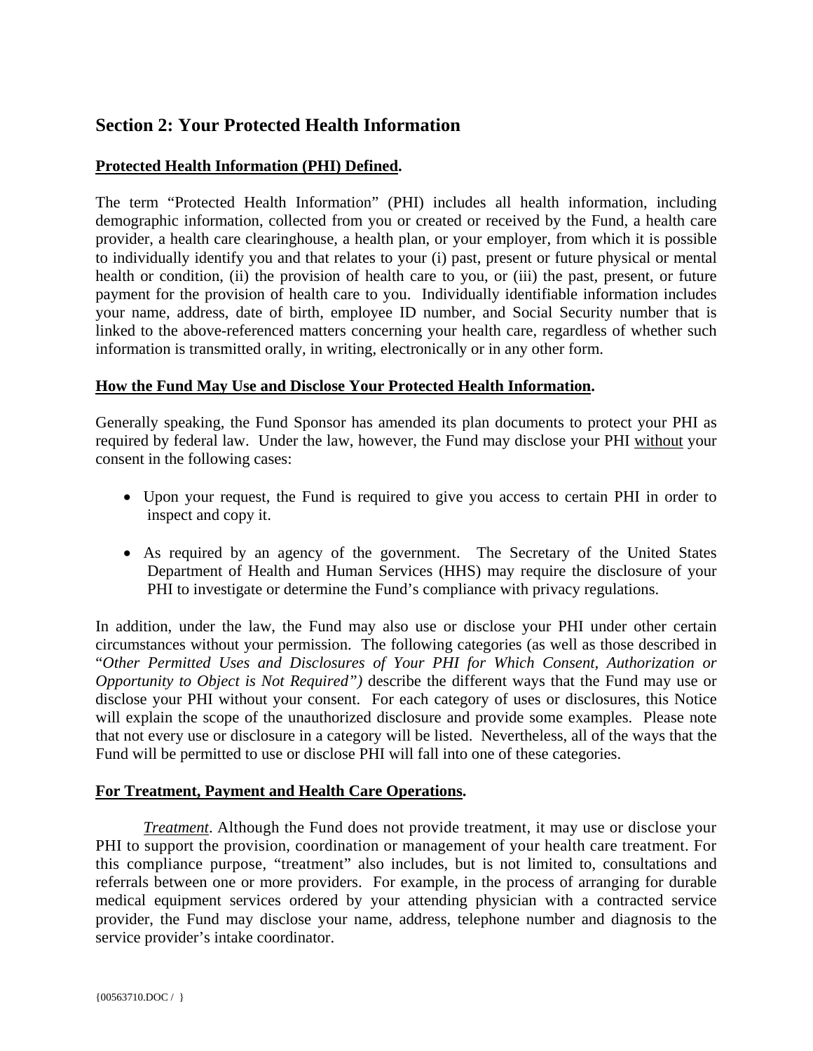## Section 2: Your Protected Health Information

**<u>Protected Health Information (PHI) Defined</u>.**

The term "Protected Health Information" (PHI) includes all health information, including demographic information, collected from you or created or received by the Fund, a health care provider, a health care clearinghouse, a health plan, or your employer, from which it is possible to individually identify you and that relates to your (i) past, present or future physical or mental health or condition, (ii) the provision of health care to you, or (iii) the past, present, or future payment for the provision of health care to you. Individually identifiable information includes your name, address, date of birth, employee ID number, and Social Security number that is linked to the above-referenced matters concerning your health care, regardless of whether such information is transmitted orally, in writing, electronically or in any other form.

**<u>How the Fund May Use and Disclose Your Protected Health Information</u>.**

Generally speaking, the Fund Sponsor has amended its plan documents to protect your PHI as required by federal law. Under the law, however, the Fund may disclose your PHI <u>without</u> your consent in the following cases:

- Upon your request, the Fund is required to give you access to certain PHI in order to inspect and copy it.
- As required by an agency of the government. The Secretary of the United States Department of Health and Human Services (HHS) may require the disclosure of your PHI to investigate or determine the Fund's compliance with privacy regulations.

In addition, under the law, the Fund may also use or disclose your PHI under other certain circumstances without your permission. The following categories (as well as those described in "*Other Permitted Uses and Disclosures of Your PHI for Which Consent, Authorization or Opportunity to Object is Not Required")* describe the different ways that the Fund may use or disclose your PHI without your consent. For each category of uses or disclosures, this Notice will explain the scope of the unauthorized disclosure and provide some examples. Please note that not every use or disclosure in a category will be listed. Nevertheless, all of the ways that the Fund will be permitted to use or disclose PHI will fall into one of these categories.

**<u>For Treatment, Payment and Health Care Operations</u>.**

*<u>Treatment</u>*. Although the Fund does not provide treatment, it may use or disclose your PHI to support the provision, coordination or management of your health care treatment. For this compliance purpose, "treatment" also includes, but is not limited to, consultations and referrals between one or more providers. For example, in the process of arranging for durable medical equipment services ordered by your attending physician with a contracted service provider, the Fund may disclose your name, address, telephone number and diagnosis to the service provider's intake coordinator.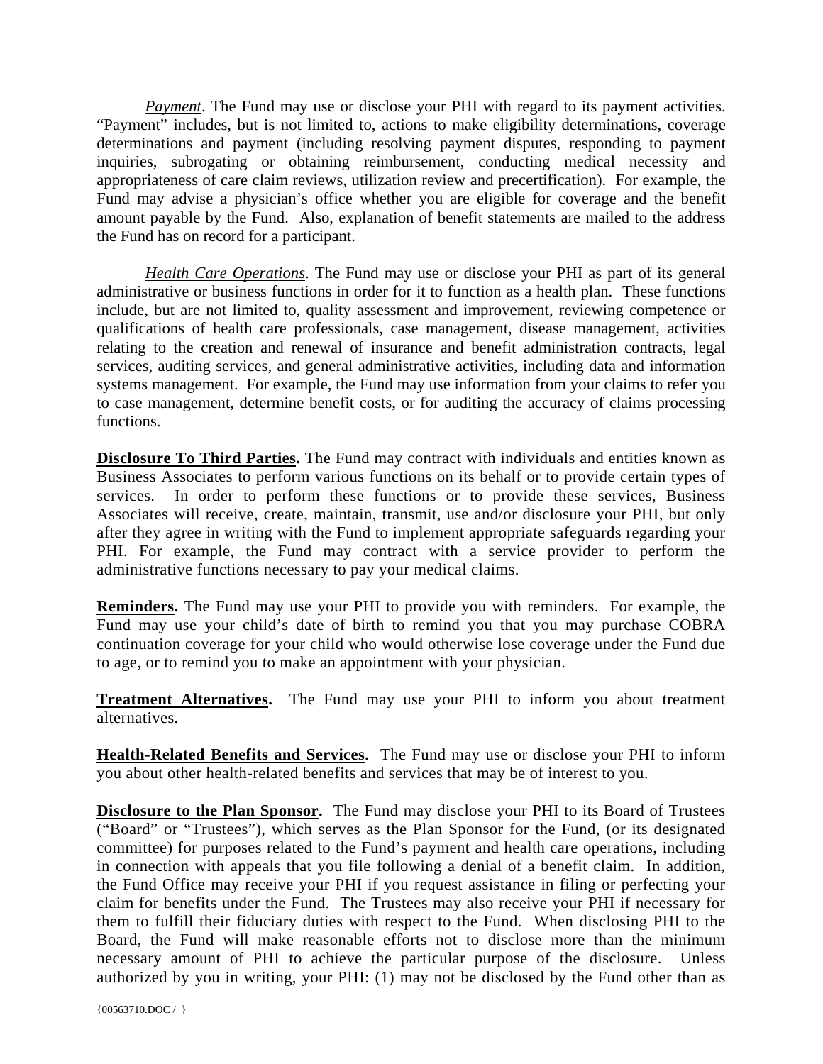*Payment*. The Fund may use or disclose your PHI with regard to its payment activities. "Payment" includes, but is not limited to, actions to make eligibility determinations, coverage determinations and payment (including resolving payment disputes, responding to payment inquiries, subrogating or obtaining reimbursement, conducting medical necessity and appropriateness of care claim reviews, utilization review and precertification). For example, the Fund may advise a physician's office whether you are eligible for coverage and the benefit amount payable by the Fund. Also, explanation of benefit statements are mailed to the address the Fund has on record for a participant.

*Health Care Operations*. The Fund may use or disclose your PHI as part of its general administrative or business functions in order for it to function as a health plan. These functions include, but are not limited to, quality assessment and improvement, reviewing competence or qualifications of health care professionals, case management, disease management, activities relating to the creation and renewal of insurance and benefit administration contracts, legal services, auditing services, and general administrative activities, including data and information systems management. For example, the Fund may use information from your claims to refer you to case management, determine benefit costs, or for auditing the accuracy of claims processing functions.

**Disclosure To Third Parties.** The Fund may contract with individuals and entities known as Business Associates to perform various functions on its behalf or to provide certain types of services. In order to perform these functions or to provide these services, Business Associates will receive, create, maintain, transmit, use and/or disclosure your PHI, but only after they agree in writing with the Fund to implement appropriate safeguards regarding your PHI. For example, the Fund may contract with a service provider to perform the administrative functions necessary to pay your medical claims.

**Reminders.** The Fund may use your PHI to provide you with reminders. For example, the Fund may use your child's date of birth to remind you that you may purchase COBRA continuation coverage for your child who would otherwise lose coverage under the Fund due to age, or to remind you to make an appointment with your physician.

**Treatment Alternatives.** The Fund may use your PHI to inform you about treatment alternatives.

**Health-Related Benefits and Services.** The Fund may use or disclose your PHI to inform you about other health-related benefits and services that may be of interest to you.

**Disclosure to the Plan Sponsor.** The Fund may disclose your PHI to its Board of Trustees ("Board" or "Trustees"), which serves as the Plan Sponsor for the Fund, (or its designated committee) for purposes related to the Fund's payment and health care operations, including in connection with appeals that you file following a denial of a benefit claim. In addition, the Fund Office may receive your PHI if you request assistance in filing or perfecting your claim for benefits under the Fund. The Trustees may also receive your PHI if necessary for them to fulfill their fiduciary duties with respect to the Fund. When disclosing PHI to the Board, the Fund will make reasonable efforts not to disclose more than the minimum necessary amount of PHI to achieve the particular purpose of the disclosure. Unless authorized by you in writing, your PHI: (1) may not be disclosed by the Fund other than as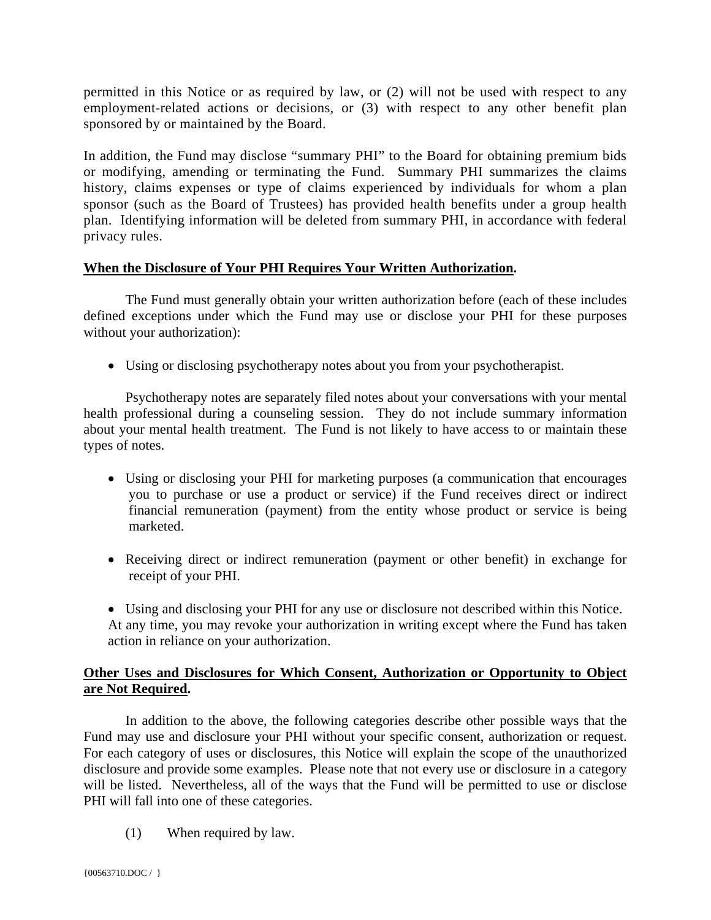permitted in this Notice or as required by law, or (2) will not be used with respect to any employment-related actions or decisions, or (3) with respect to any other benefit plan sponsored by or maintained by the Board.

In addition, the Fund may disclose “summary PHI” to the Board for obtaining premium bids or modifying, amending or terminating the Fund. Summary PHI summarizes the claims history, claims expenses or type of claims experienced by individuals for whom a plan sponsor (such as the Board of Trustees) has provided health benefits under a group health plan. Identifying information will be deleted from summary PHI, in accordance with federal privacy rules.

**When the Disclosure of Your PHI Requires Your Written Authorization.**

The Fund must generally obtain your written authorization before (each of these includes defined exceptions under which the Fund may use or disclose your PHI for these purposes without your authorization):

- Using or disclosing psychotherapy notes about you from your psychotherapist.

Psychotherapy notes are separately filed notes about your conversations with your mental health professional during a counseling session. They do not include summary information about your mental health treatment. The Fund is not likely to have access to or maintain these types of notes.

- Using or disclosing your PHI for marketing purposes (a communication that encourages you to purchase or use a product or service) if the Fund receives direct or indirect financial remuneration (payment) from the entity whose product or service is being marketed.

- Receiving direct or indirect remuneration (payment or other benefit) in exchange for receipt of your PHI.

- Using and disclosing your PHI for any use or disclosure not described within this Notice.

At any time, you may revoke your authorization in writing except where the Fund has taken action in reliance on your authorization.

**Other Uses and Disclosures for Which Consent, Authorization or Opportunity to Object are Not Required.**

In addition to the above, the following categories describe other possible ways that the Fund may use and disclosure your PHI without your specific consent, authorization or request. For each category of uses or disclosures, this Notice will explain the scope of the unauthorized disclosure and provide some examples. Please note that not every use or disclosure in a category will be listed. Nevertheless, all of the ways that the Fund will be permitted to use or disclose PHI will fall into one of these categories.

(1) When required by law.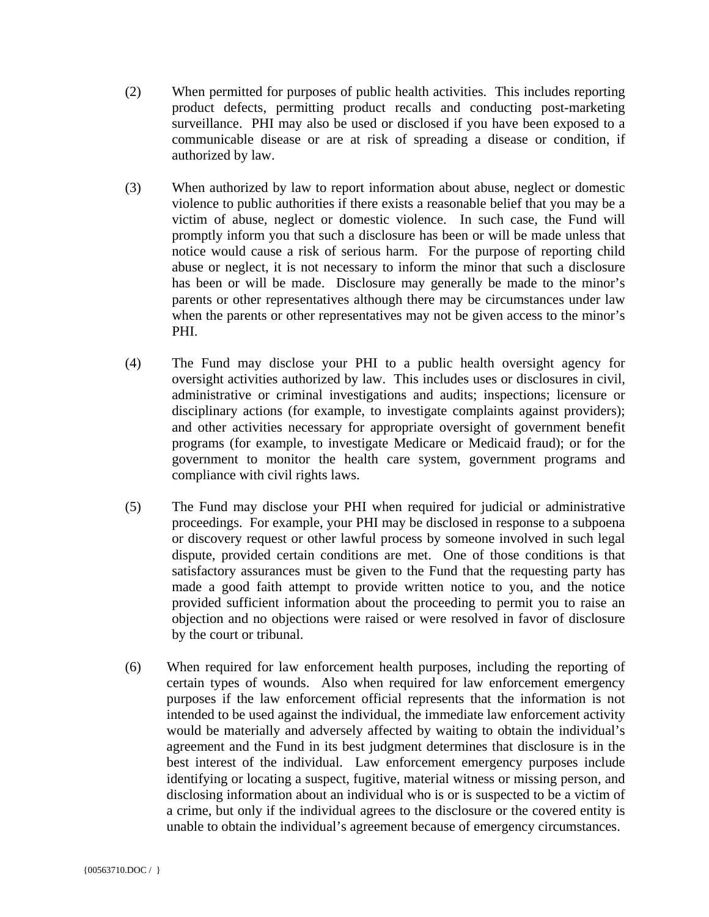(2) When permitted for purposes of public health activities. This includes reporting product defects, permitting product recalls and conducting post-marketing surveillance. PHI may also be used or disclosed if you have been exposed to a communicable disease or are at risk of spreading a disease or condition, if authorized by law.

(3) When authorized by law to report information about abuse, neglect or domestic violence to public authorities if there exists a reasonable belief that you may be a victim of abuse, neglect or domestic violence. In such case, the Fund will promptly inform you that such a disclosure has been or will be made unless that notice would cause a risk of serious harm. For the purpose of reporting child abuse or neglect, it is not necessary to inform the minor that such a disclosure has been or will be made. Disclosure may generally be made to the minor's parents or other representatives although there may be circumstances under law when the parents or other representatives may not be given access to the minor's PHI.

(4) The Fund may disclose your PHI to a public health oversight agency for oversight activities authorized by law. This includes uses or disclosures in civil, administrative or criminal investigations and audits; inspections; licensure or disciplinary actions (for example, to investigate complaints against providers); and other activities necessary for appropriate oversight of government benefit programs (for example, to investigate Medicare or Medicaid fraud); or for the government to monitor the health care system, government programs and compliance with civil rights laws.

(5) The Fund may disclose your PHI when required for judicial or administrative proceedings. For example, your PHI may be disclosed in response to a subpoena or discovery request or other lawful process by someone involved in such legal dispute, provided certain conditions are met. One of those conditions is that satisfactory assurances must be given to the Fund that the requesting party has made a good faith attempt to provide written notice to you, and the notice provided sufficient information about the proceeding to permit you to raise an objection and no objections were raised or were resolved in favor of disclosure by the court or tribunal.

(6) When required for law enforcement health purposes, including the reporting of certain types of wounds. Also when required for law enforcement emergency purposes if the law enforcement official represents that the information is not intended to be used against the individual, the immediate law enforcement activity would be materially and adversely affected by waiting to obtain the individual's agreement and the Fund in its best judgment determines that disclosure is in the best interest of the individual. Law enforcement emergency purposes include identifying or locating a suspect, fugitive, material witness or missing person, and disclosing information about an individual who is or is suspected to be a victim of a crime, but only if the individual agrees to the disclosure or the covered entity is unable to obtain the individual's agreement because of emergency circumstances.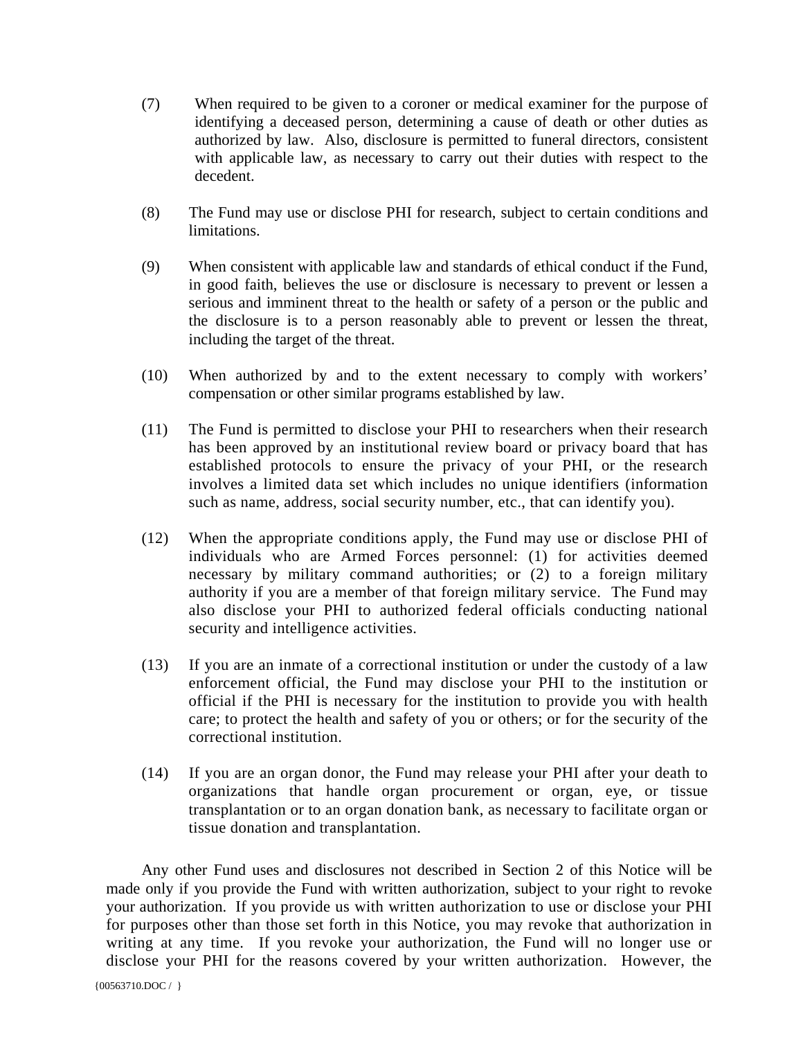(7) When required to be given to a coroner or medical examiner for the purpose of identifying a deceased person, determining a cause of death or other duties as authorized by law. Also, disclosure is permitted to funeral directors, consistent with applicable law, as necessary to carry out their duties with respect to the decedent.

(8) The Fund may use or disclose PHI for research, subject to certain conditions and limitations.

(9) When consistent with applicable law and standards of ethical conduct if the Fund, in good faith, believes the use or disclosure is necessary to prevent or lessen a serious and imminent threat to the health or safety of a person or the public and the disclosure is to a person reasonably able to prevent or lessen the threat, including the target of the threat.

(10) When authorized by and to the extent necessary to comply with workers' compensation or other similar programs established by law.

(11) The Fund is permitted to disclose your PHI to researchers when their research has been approved by an institutional review board or privacy board that has established protocols to ensure the privacy of your PHI, or the research involves a limited data set which includes no unique identifiers (information such as name, address, social security number, etc., that can identify you).

(12) When the appropriate conditions apply, the Fund may use or disclose PHI of individuals who are Armed Forces personnel: (1) for activities deemed necessary by military command authorities; or (2) to a foreign military authority if you are a member of that foreign military service. The Fund may also disclose your PHI to authorized federal officials conducting national security and intelligence activities.

(13) If you are an inmate of a correctional institution or under the custody of a law enforcement official, the Fund may disclose your PHI to the institution or official if the PHI is necessary for the institution to provide you with health care; to protect the health and safety of you or others; or for the security of the correctional institution.

(14) If you are an organ donor, the Fund may release your PHI after your death to organizations that handle organ procurement or organ, eye, or tissue transplantation or to an organ donation bank, as necessary to facilitate organ or tissue donation and transplantation.

Any other Fund uses and disclosures not described in Section 2 of this Notice will be made only if you provide the Fund with written authorization, subject to your right to revoke your authorization. If you provide us with written authorization to use or disclose your PHI for purposes other than those set forth in this Notice, you may revoke that authorization in writing at any time. If you revoke your authorization, the Fund will no longer use or disclose your PHI for the reasons covered by your written authorization. However, the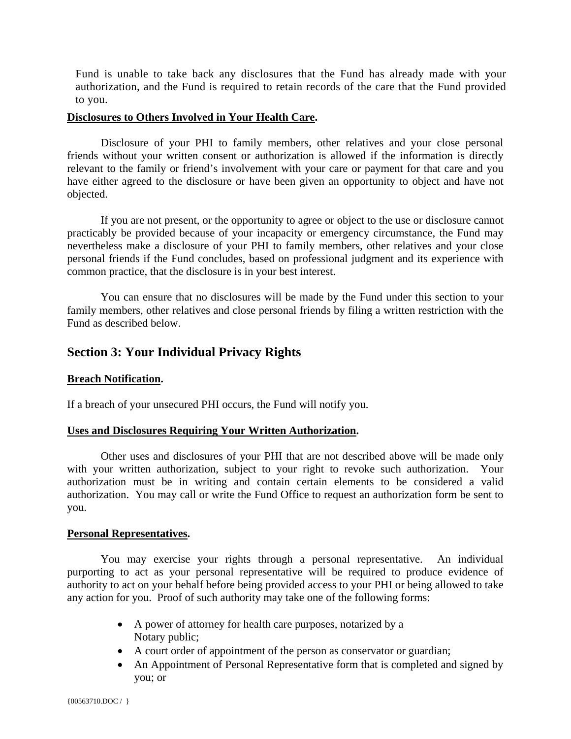Fund is unable to take back any disclosures that the Fund has already made with your authorization, and the Fund is required to retain records of the care that the Fund provided to you.

**Disclosures to Others Involved in Your Health Care.**

Disclosure of your PHI to family members, other relatives and your close personal friends without your written consent or authorization is allowed if the information is directly relevant to the family or friend's involvement with your care or payment for that care and you have either agreed to the disclosure or have been given an opportunity to object and have not objected.

If you are not present, or the opportunity to agree or object to the use or disclosure cannot practicably be provided because of your incapacity or emergency circumstance, the Fund may nevertheless make a disclosure of your PHI to family members, other relatives and your close personal friends if the Fund concludes, based on professional judgment and its experience with common practice, that the disclosure is in your best interest.

You can ensure that no disclosures will be made by the Fund under this section to your family members, other relatives and close personal friends by filing a written restriction with the Fund as described below.

## Section 3: Your Individual Privacy Rights

**Breach Notification.**

If a breach of your unsecured PHI occurs, the Fund will notify you.

**Uses and Disclosures Requiring Your Written Authorization.**

Other uses and disclosures of your PHI that are not described above will be made only with your written authorization, subject to your right to revoke such authorization. Your authorization must be in writing and contain certain elements to be considered a valid authorization. You may call or write the Fund Office to request an authorization form be sent to you.

**Personal Representatives.**

You may exercise your rights through a personal representative. An individual purporting to act as your personal representative will be required to produce evidence of authority to act on your behalf before being provided access to your PHI or being allowed to take any action for you. Proof of such authority may take one of the following forms:

- A power of attorney for health care purposes, notarized by a Notary public;
- A court order of appointment of the person as conservator or guardian;
- An Appointment of Personal Representative form that is completed and signed by you; or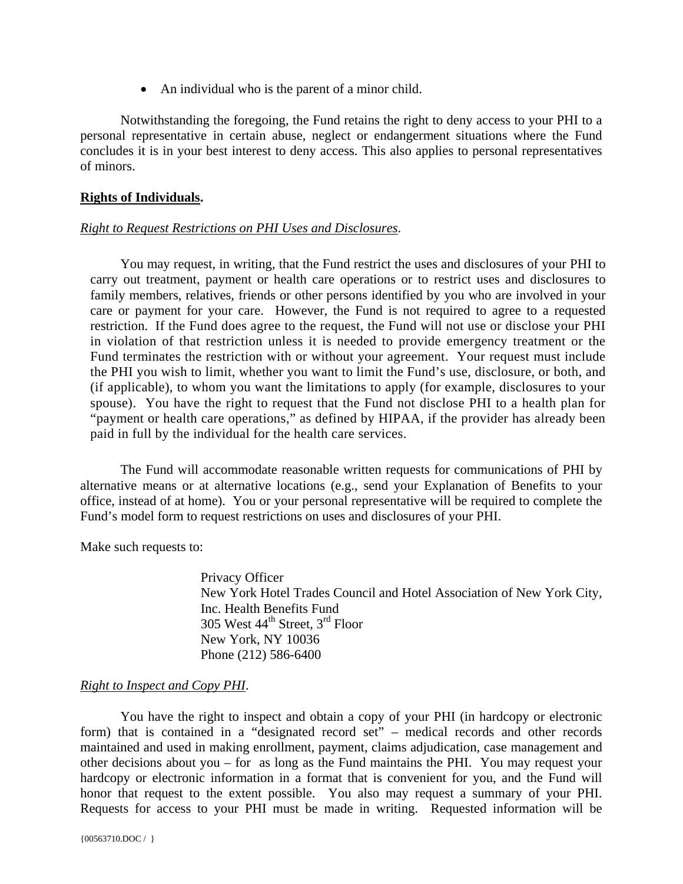- An individual who is the parent of a minor child.

Notwithstanding the foregoing, the Fund retains the right to deny access to your PHI to a personal representative in certain abuse, neglect or endangerment situations where the Fund concludes it is in your best interest to deny access. This also applies to personal representatives of minors.

**Rights of Individuals.**

*Right to Request Restrictions on PHI Uses and Disclosures.*

You may request, in writing, that the Fund restrict the uses and disclosures of your PHI to carry out treatment, payment or health care operations or to restrict uses and disclosures to family members, relatives, friends or other persons identified by you who are involved in your care or payment for your care. However, the Fund is not required to agree to a requested restriction. If the Fund does agree to the request, the Fund will not use or disclose your PHI in violation of that restriction unless it is needed to provide emergency treatment or the Fund terminates the restriction with or without your agreement. Your request must include the PHI you wish to limit, whether you want to limit the Fund's use, disclosure, or both, and (if applicable), to whom you want the limitations to apply (for example, disclosures to your spouse). You have the right to request that the Fund not disclose PHI to a health plan for "payment or health care operations," as defined by HIPAA, if the provider has already been paid in full by the individual for the health care services.

The Fund will accommodate reasonable written requests for communications of PHI by alternative means or at alternative locations (e.g., send your Explanation of Benefits to your office, instead of at home). You or your personal representative will be required to complete the Fund's model form to request restrictions on uses and disclosures of your PHI.

Make such requests to:

Privacy Officer
New York Hotel Trades Council and Hotel Association of New York City, Inc. Health Benefits Fund
305 West 44th Street, 3rd Floor
New York, NY 10036
Phone (212) 586-6400

*Right to Inspect and Copy PHI.*

You have the right to inspect and obtain a copy of your PHI (in hardcopy or electronic form) that is contained in a "designated record set" – medical records and other records maintained and used in making enrollment, payment, claims adjudication, case management and other decisions about you – for as long as the Fund maintains the PHI. You may request your hardcopy or electronic information in a format that is convenient for you, and the Fund will honor that request to the extent possible. You also may request a summary of your PHI. Requests for access to your PHI must be made in writing. Requested information will be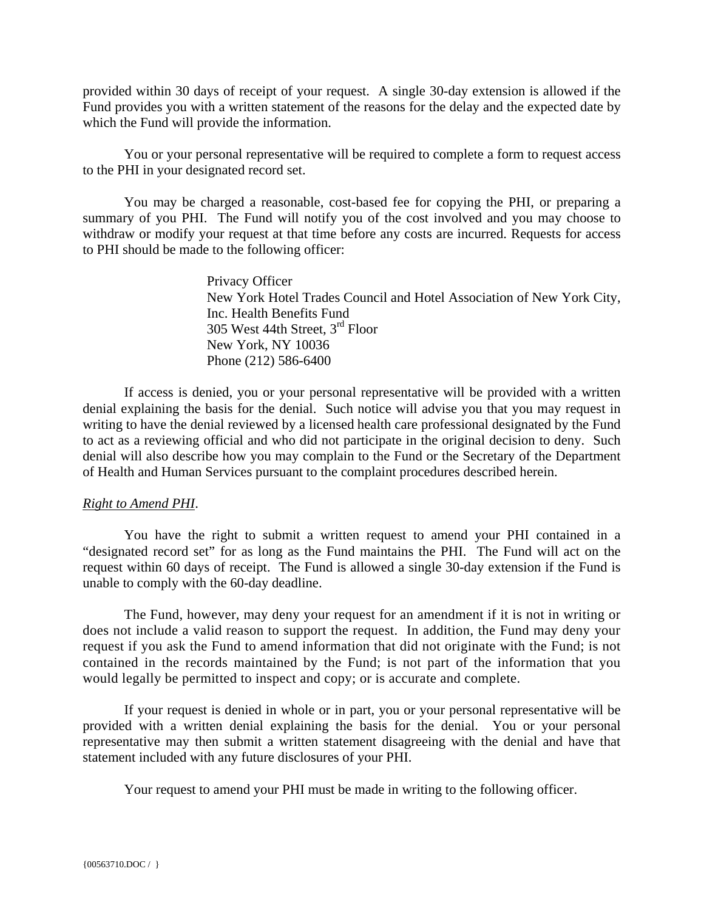provided within 30 days of receipt of your request. A single 30-day extension is allowed if the Fund provides you with a written statement of the reasons for the delay and the expected date by which the Fund will provide the information.

You or your personal representative will be required to complete a form to request access to the PHI in your designated record set.

You may be charged a reasonable, cost-based fee for copying the PHI, or preparing a summary of you PHI. The Fund will notify you of the cost involved and you may choose to withdraw or modify your request at that time before any costs are incurred. Requests for access to PHI should be made to the following officer:

> Privacy Officer
> New York Hotel Trades Council and Hotel Association of New York City, Inc. Health Benefits Fund
> 305 West 44th Street, 3rd Floor
> New York, NY 10036
> Phone (212) 586-6400

If access is denied, you or your personal representative will be provided with a written denial explaining the basis for the denial. Such notice will advise you that you may request in writing to have the denial reviewed by a licensed health care professional designated by the Fund to act as a reviewing official and who did not participate in the original decision to deny. Such denial will also describe how you may complain to the Fund or the Secretary of the Department of Health and Human Services pursuant to the complaint procedures described herein.

*Right to Amend PHI*.

You have the right to submit a written request to amend your PHI contained in a "designated record set" for as long as the Fund maintains the PHI. The Fund will act on the request within 60 days of receipt. The Fund is allowed a single 30-day extension if the Fund is unable to comply with the 60-day deadline.

The Fund, however, may deny your request for an amendment if it is not in writing or does not include a valid reason to support the request. In addition, the Fund may deny your request if you ask the Fund to amend information that did not originate with the Fund; is not contained in the records maintained by the Fund; is not part of the information that you would legally be permitted to inspect and copy; or is accurate and complete.

If your request is denied in whole or in part, you or your personal representative will be provided with a written denial explaining the basis for the denial. You or your personal representative may then submit a written statement disagreeing with the denial and have that statement included with any future disclosures of your PHI.

Your request to amend your PHI must be made in writing to the following officer.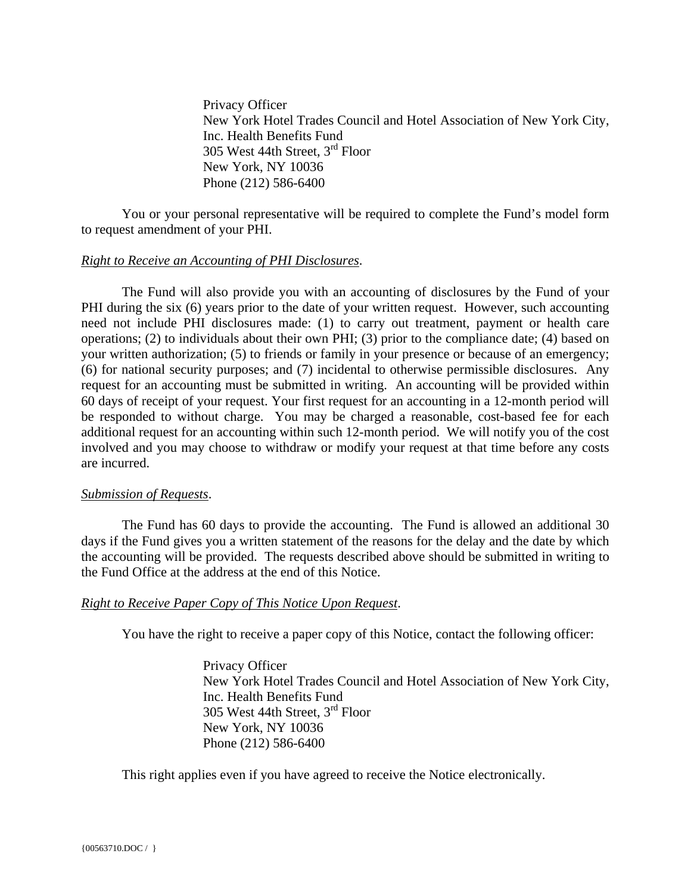Privacy Officer
New York Hotel Trades Council and Hotel Association of New York City, Inc. Health Benefits Fund
305 West 44th Street, 3rd Floor
New York, NY 10036
Phone (212) 586-6400

You or your personal representative will be required to complete the Fund's model form to request amendment of your PHI.

*Right to Receive an Accounting of PHI Disclosures*.

The Fund will also provide you with an accounting of disclosures by the Fund of your PHI during the six (6) years prior to the date of your written request. However, such accounting need not include PHI disclosures made: (1) to carry out treatment, payment or health care operations; (2) to individuals about their own PHI; (3) prior to the compliance date; (4) based on your written authorization; (5) to friends or family in your presence or because of an emergency; (6) for national security purposes; and (7) incidental to otherwise permissible disclosures. Any request for an accounting must be submitted in writing. An accounting will be provided within 60 days of receipt of your request. Your first request for an accounting in a 12-month period will be responded to without charge. You may be charged a reasonable, cost-based fee for each additional request for an accounting within such 12-month period. We will notify you of the cost involved and you may choose to withdraw or modify your request at that time before any costs are incurred.

*Submission of Requests*.

The Fund has 60 days to provide the accounting. The Fund is allowed an additional 30 days if the Fund gives you a written statement of the reasons for the delay and the date by which the accounting will be provided. The requests described above should be submitted in writing to the Fund Office at the address at the end of this Notice.

*Right to Receive Paper Copy of This Notice Upon Request*.

You have the right to receive a paper copy of this Notice, contact the following officer:

Privacy Officer
New York Hotel Trades Council and Hotel Association of New York City, Inc. Health Benefits Fund
305 West 44th Street, 3rd Floor
New York, NY 10036
Phone (212) 586-6400

This right applies even if you have agreed to receive the Notice electronically.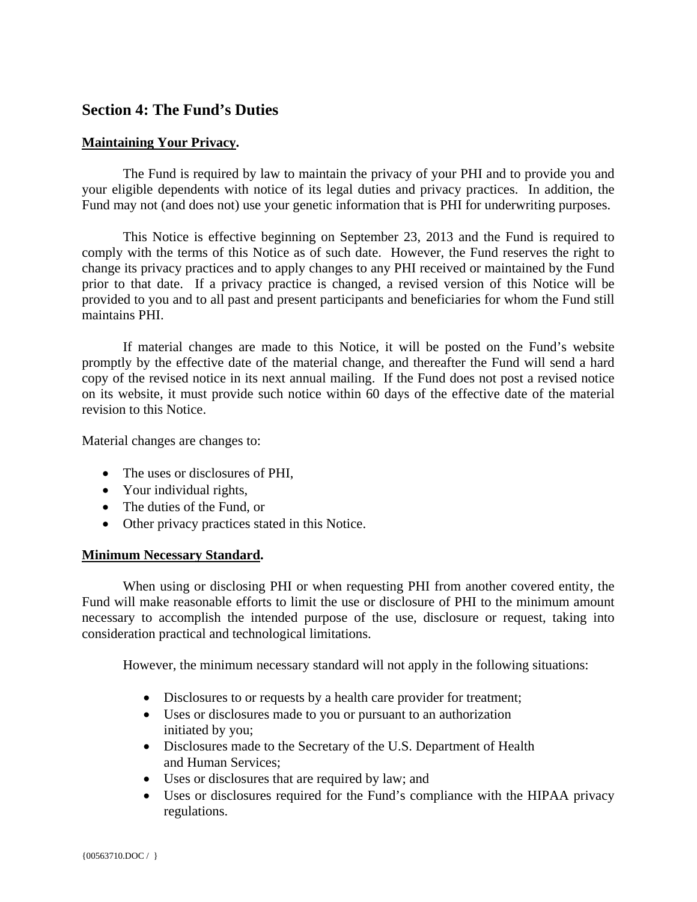## Section 4: The Fund's Duties

**Maintaining Your Privacy.**

The Fund is required by law to maintain the privacy of your PHI and to provide you and your eligible dependents with notice of its legal duties and privacy practices. In addition, the Fund may not (and does not) use your genetic information that is PHI for underwriting purposes.

This Notice is effective beginning on September 23, 2013 and the Fund is required to comply with the terms of this Notice as of such date. However, the Fund reserves the right to change its privacy practices and to apply changes to any PHI received or maintained by the Fund prior to that date. If a privacy practice is changed, a revised version of this Notice will be provided to you and to all past and present participants and beneficiaries for whom the Fund still maintains PHI.

If material changes are made to this Notice, it will be posted on the Fund's website promptly by the effective date of the material change, and thereafter the Fund will send a hard copy of the revised notice in its next annual mailing. If the Fund does not post a revised notice on its website, it must provide such notice within 60 days of the effective date of the material revision to this Notice.

Material changes are changes to:

- The uses or disclosures of PHI,
- Your individual rights,
- The duties of the Fund, or
- Other privacy practices stated in this Notice.

**Minimum Necessary Standard.**

When using or disclosing PHI or when requesting PHI from another covered entity, the Fund will make reasonable efforts to limit the use or disclosure of PHI to the minimum amount necessary to accomplish the intended purpose of the use, disclosure or request, taking into consideration practical and technological limitations.

However, the minimum necessary standard will not apply in the following situations:

- Disclosures to or requests by a health care provider for treatment;
- Uses or disclosures made to you or pursuant to an authorization initiated by you;
- Disclosures made to the Secretary of the U.S. Department of Health and Human Services;
- Uses or disclosures that are required by law; and
- Uses or disclosures required for the Fund's compliance with the HIPAA privacy regulations.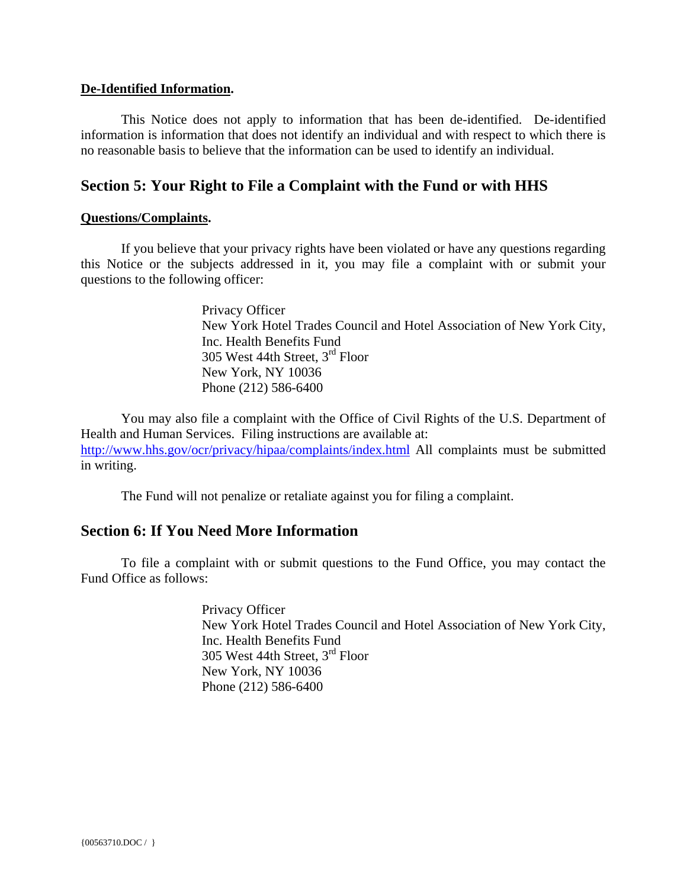**De-Identified Information.**

This Notice does not apply to information that has been de-identified. De-identified information is information that does not identify an individual and with respect to which there is no reasonable basis to believe that the information can be used to identify an individual.

## Section 5: Your Right to File a Complaint with the Fund or with HHS

**Questions/Complaints.**

If you believe that your privacy rights have been violated or have any questions regarding this Notice or the subjects addressed in it, you may file a complaint with or submit your questions to the following officer:

Privacy Officer
New York Hotel Trades Council and Hotel Association of New York City, Inc. Health Benefits Fund
305 West 44th Street, 3rd Floor
New York, NY 10036
Phone (212) 586-6400

You may also file a complaint with the Office of Civil Rights of the U.S. Department of Health and Human Services. Filing instructions are available at: http://www.hhs.gov/ocr/privacy/hipaa/complaints/index.html All complaints must be submitted in writing.

The Fund will not penalize or retaliate against you for filing a complaint.

## Section 6: If You Need More Information

To file a complaint with or submit questions to the Fund Office, you may contact the Fund Office as follows:

Privacy Officer
New York Hotel Trades Council and Hotel Association of New York City, Inc. Health Benefits Fund
305 West 44th Street, 3rd Floor
New York, NY 10036
Phone (212) 586-6400